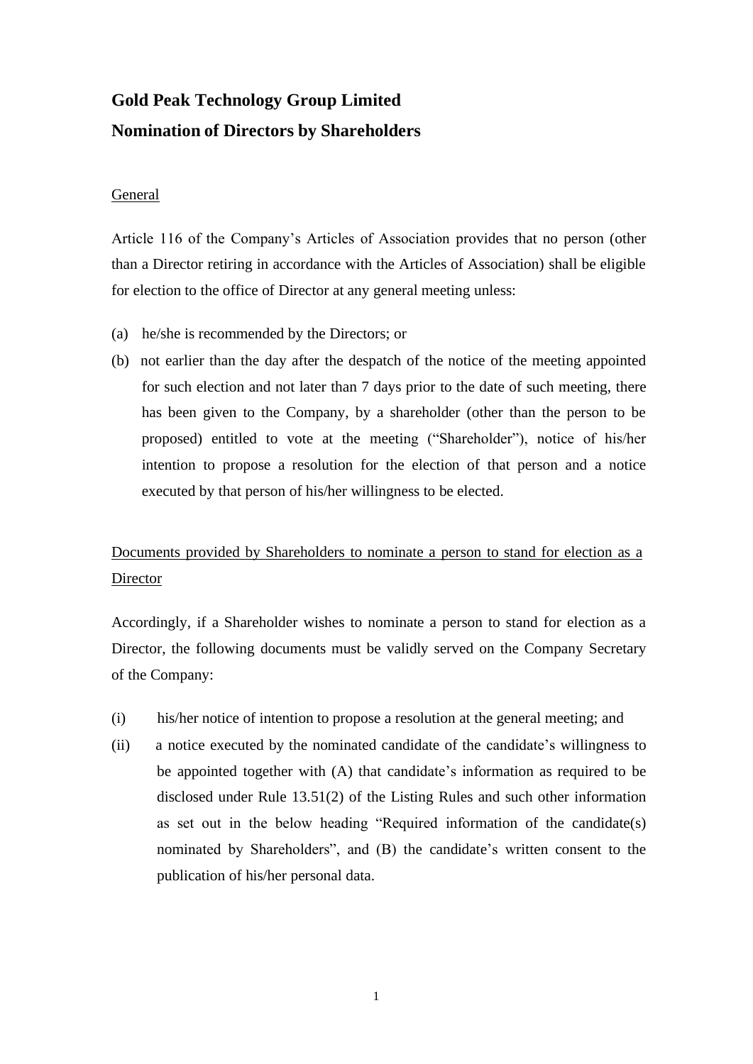# Gold Peak Technology Group Limited

# Nomination of Directors by Shareholders

<u>General</u>

Article 116 of the Company's Articles of Association provides that no person (other than a Director retiring in accordance with the Articles of Association) shall be eligible for election to the office of Director at any general meeting unless:

(a) he/she is recommended by the Directors; or

(b) not earlier than the day after the despatch of the notice of the meeting appointed for such election and not later than 7 days prior to the date of such meeting, there has been given to the Company, by a shareholder (other than the person to be proposed) entitled to vote at the meeting ("Shareholder"), notice of his/her intention to propose a resolution for the election of that person and a notice executed by that person of his/her willingness to be elected.

<u>Documents provided by Shareholders to nominate a person to stand for election as a Director</u>

Accordingly, if a Shareholder wishes to nominate a person to stand for election as a Director, the following documents must be validly served on the Company Secretary of the Company:

(i) his/her notice of intention to propose a resolution at the general meeting; and

(ii) a notice executed by the nominated candidate of the candidate's willingness to be appointed together with (A) that candidate's information as required to be disclosed under Rule 13.51(2) of the Listing Rules and such other information as set out in the below heading "Required information of the candidate(s) nominated by Shareholders", and (B) the candidate's written consent to the publication of his/her personal data.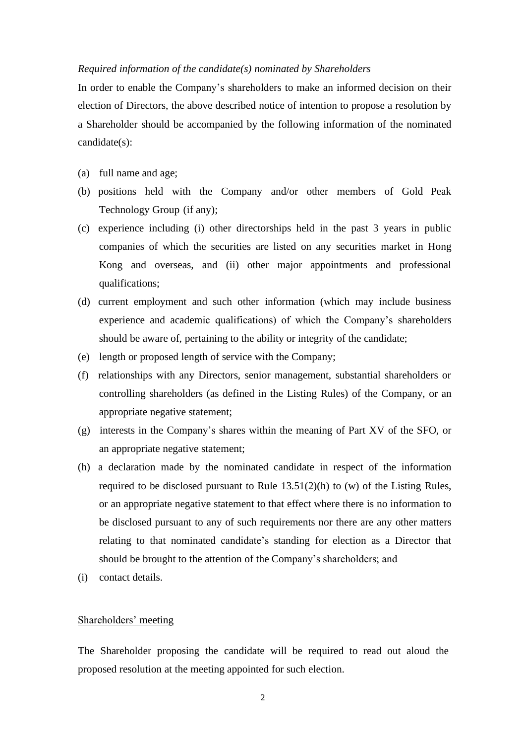*Required information of the candidate(s) nominated by Shareholders*

In order to enable the Company's shareholders to make an informed decision on their election of Directors, the above described notice of intention to propose a resolution by a Shareholder should be accompanied by the following information of the nominated candidate(s):

(a) full name and age;

(b) positions held with the Company and/or other members of Gold Peak Technology Group (if any);

(c) experience including (i) other directorships held in the past 3 years in public companies of which the securities are listed on any securities market in Hong Kong and overseas, and (ii) other major appointments and professional qualifications;

(d) current employment and such other information (which may include business experience and academic qualifications) of which the Company's shareholders should be aware of, pertaining to the ability or integrity of the candidate;

(e) length or proposed length of service with the Company;

(f) relationships with any Directors, senior management, substantial shareholders or controlling shareholders (as defined in the Listing Rules) of the Company, or an appropriate negative statement;

(g) interests in the Company's shares within the meaning of Part XV of the SFO, or an appropriate negative statement;

(h) a declaration made by the nominated candidate in respect of the information required to be disclosed pursuant to Rule 13.51(2)(h) to (w) of the Listing Rules, or an appropriate negative statement to that effect where there is no information to be disclosed pursuant to any of such requirements nor there are any other matters relating to that nominated candidate's standing for election as a Director that should be brought to the attention of the Company's shareholders; and

(i) contact details.

<u>Shareholders' meeting</u>

The Shareholder proposing the candidate will be required to read out aloud the proposed resolution at the meeting appointed for such election.